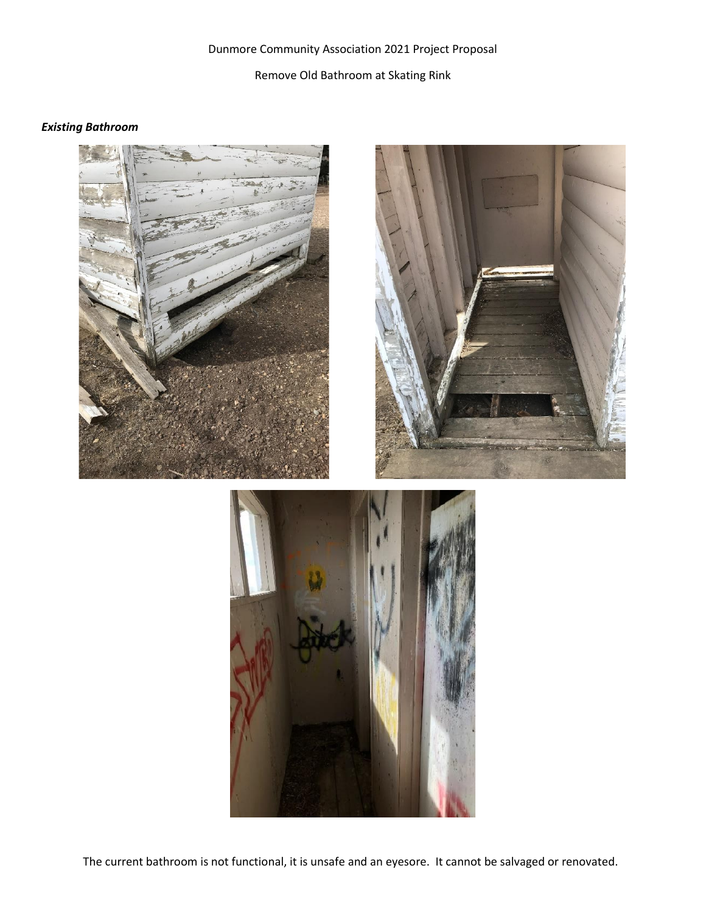Dunmore Community Association 2021 Project Proposal

Remove Old Bathroom at Skating Rink

***Existing Bathroom***

The current bathroom is not functional, it is unsafe and an eyesore. It cannot be salvaged or renovated.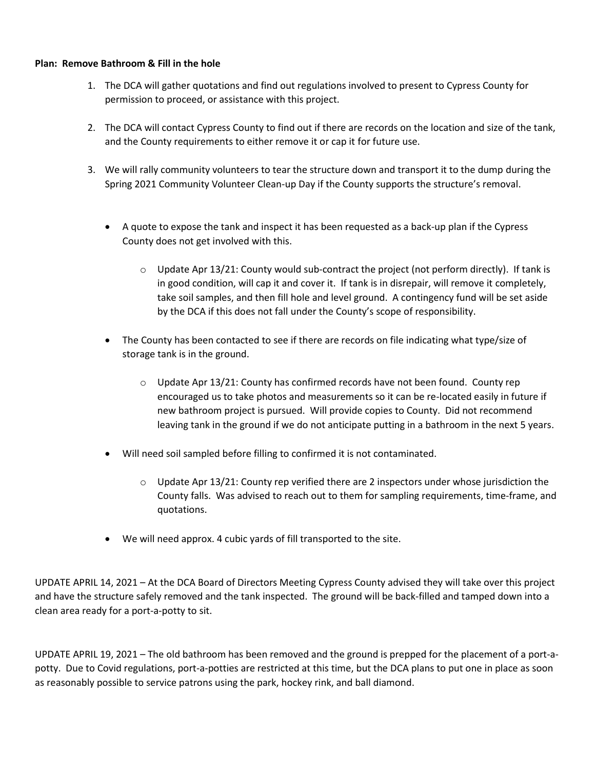**Plan: Remove Bathroom & Fill in the hole**

1. The DCA will gather quotations and find out regulations involved to present to Cypress County for permission to proceed, or assistance with this project.

2. The DCA will contact Cypress County to find out if there are records on the location and size of the tank, and the County requirements to either remove it or cap it for future use.

3. We will rally community volunteers to tear the structure down and transport it to the dump during the Spring 2021 Community Volunteer Clean-up Day if the County supports the structure's removal.

   - A quote to expose the tank and inspect it has been requested as a back-up plan if the Cypress County does not get involved with this.
     - Update Apr 13/21: County would sub-contract the project (not perform directly). If tank is in good condition, will cap it and cover it. If tank is in disrepair, will remove it completely, take soil samples, and then fill hole and level ground. A contingency fund will be set aside by the DCA if this does not fall under the County's scope of responsibility.
   - The County has been contacted to see if there are records on file indicating what type/size of storage tank is in the ground.
     - Update Apr 13/21: County has confirmed records have not been found. County rep encouraged us to take photos and measurements so it can be re-located easily in future if new bathroom project is pursued. Will provide copies to County. Did not recommend leaving tank in the ground if we do not anticipate putting in a bathroom in the next 5 years.
   - Will need soil sampled before filling to confirmed it is not contaminated.
     - Update Apr 13/21: County rep verified there are 2 inspectors under whose jurisdiction the County falls. Was advised to reach out to them for sampling requirements, time-frame, and quotations.
   - We will need approx. 4 cubic yards of fill transported to the site.

UPDATE APRIL 14, 2021 – At the DCA Board of Directors Meeting Cypress County advised they will take over this project and have the structure safely removed and the tank inspected. The ground will be back-filled and tamped down into a clean area ready for a port-a-potty to sit.

UPDATE APRIL 19, 2021 – The old bathroom has been removed and the ground is prepped for the placement of a port-a-potty. Due to Covid regulations, port-a-potties are restricted at this time, but the DCA plans to put one in place as soon as reasonably possible to service patrons using the park, hockey rink, and ball diamond.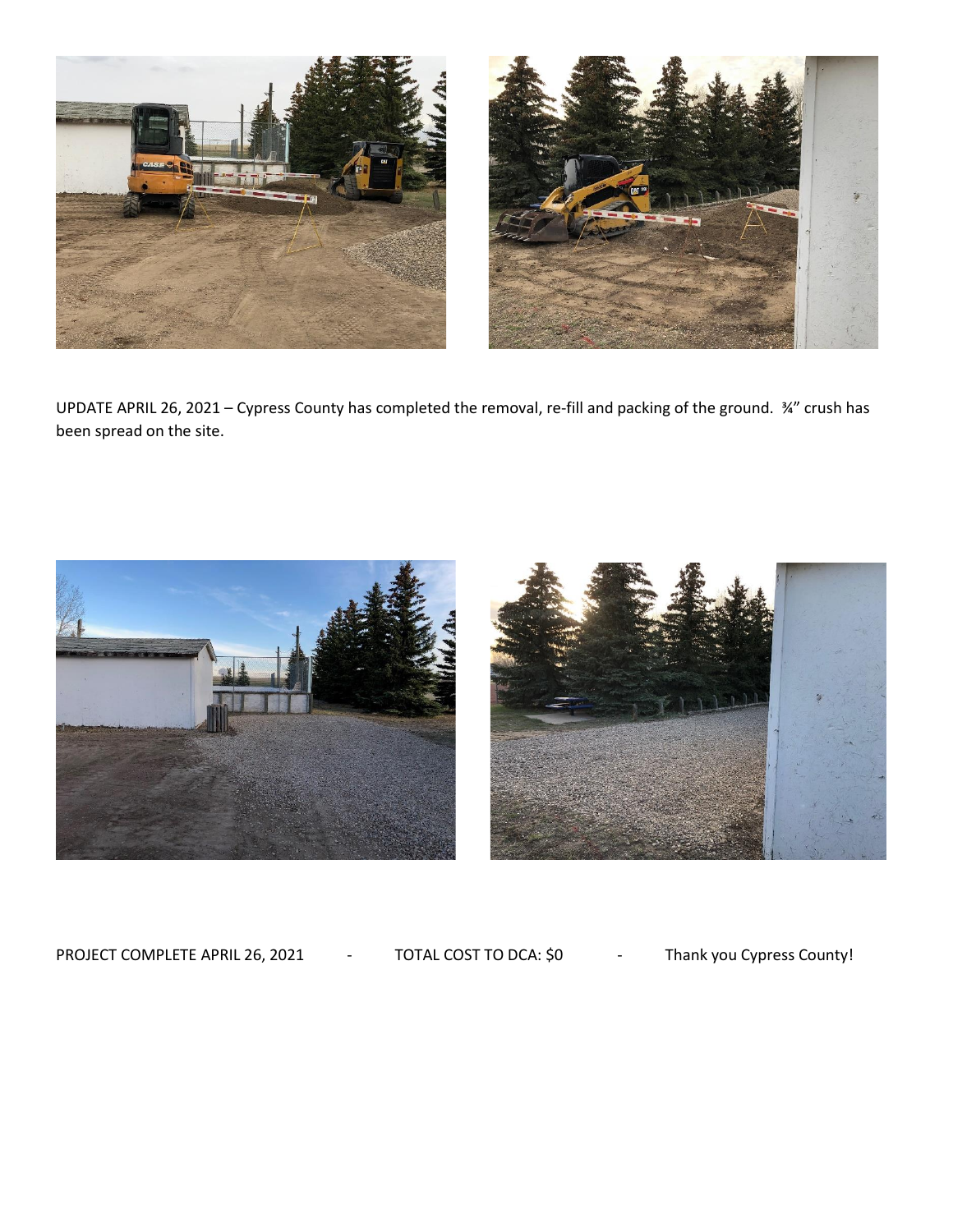UPDATE APRIL 26, 2021 – Cypress County has completed the removal, re-fill and packing of the ground. ¾" crush has been spread on the site.

PROJECT COMPLETE APRIL 26, 2021 - TOTAL COST TO DCA: $0 - Thank you Cypress County!